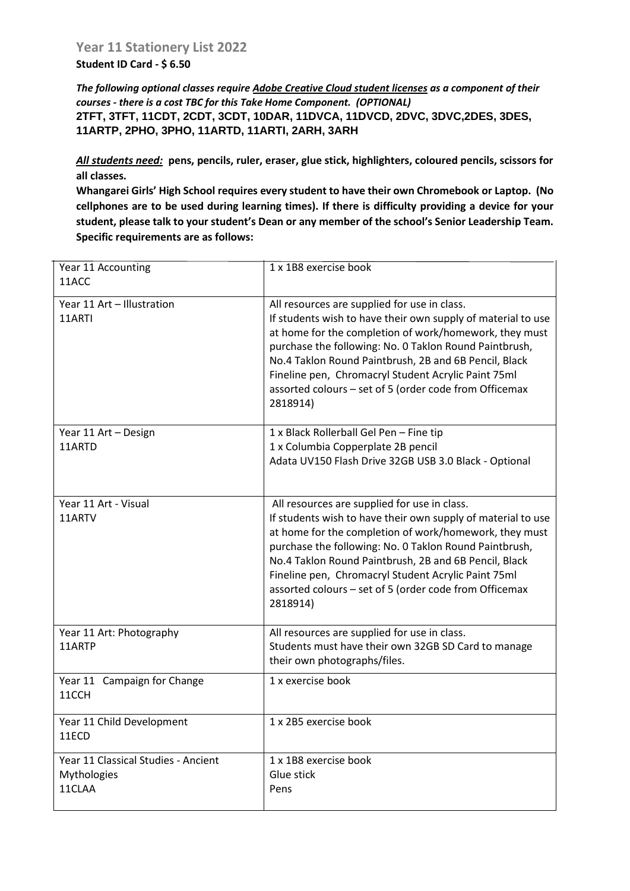## Year 11 Stationery List 2022

**Student ID Card - $ 6.50**

***The following optional classes require <u>Adobe Creative Cloud student licenses</u> as a component of their courses - there is a cost TBC for this Take Home Component. (OPTIONAL)***
**2TFT, 3TFT, 11CDT, 2CDT, 3CDT, 10DAR, 11DVCA, 11DVCD, 2DVC, 3DVC,2DES, 3DES, 11ARTP, 2PHO, 3PHO, 11ARTD, 11ARTI, 2ARH, 3ARH**

***<u>All students need:</u>*** **pens, pencils, ruler, eraser, glue stick, highlighters, coloured pencils, scissors for all classes.**

**Whangarei Girls' High School requires every student to have their own Chromebook or Laptop. (No cellphones are to be used during learning times). If there is difficulty providing a device for your student, please talk to your student's Dean or any member of the school's Senior Leadership Team. Specific requirements are as follows:**

| | |
|---|---|
| Year 11 Accounting<br>11ACC | 1 x 1B8 exercise book |
| Year 11 Art – Illustration<br>11ARTI | All resources are supplied for use in class.<br>If students wish to have their own supply of material to use at home for the completion of work/homework, they must purchase the following: No. 0 Taklon Round Paintbrush, No.4 Taklon Round Paintbrush, 2B and 6B Pencil, Black Fineline pen, Chromacryl Student Acrylic Paint 75ml assorted colours – set of 5 (order code from Officemax 2818914) |
| Year 11 Art – Design<br>11ARTD | 1 x Black Rollerball Gel Pen – Fine tip<br>1 x Columbia Copperplate 2B pencil<br>Adata UV150 Flash Drive 32GB USB 3.0 Black - Optional |
| Year 11 Art - Visual<br>11ARTV | All resources are supplied for use in class.<br>If students wish to have their own supply of material to use at home for the completion of work/homework, they must purchase the following: No. 0 Taklon Round Paintbrush, No.4 Taklon Round Paintbrush, 2B and 6B Pencil, Black Fineline pen, Chromacryl Student Acrylic Paint 75ml assorted colours – set of 5 (order code from Officemax 2818914) |
| Year 11 Art: Photography<br>11ARTP | All resources are supplied for use in class.<br>Students must have their own 32GB SD Card to manage their own photographs/files. |
| Year 11 Campaign for Change<br>11CCH | 1 x exercise book |
| Year 11 Child Development<br>11ECD | 1 x 2B5 exercise book |
| Year 11 Classical Studies - Ancient Mythologies<br>11CLAA | 1 x 1B8 exercise book<br>Glue stick<br>Pens |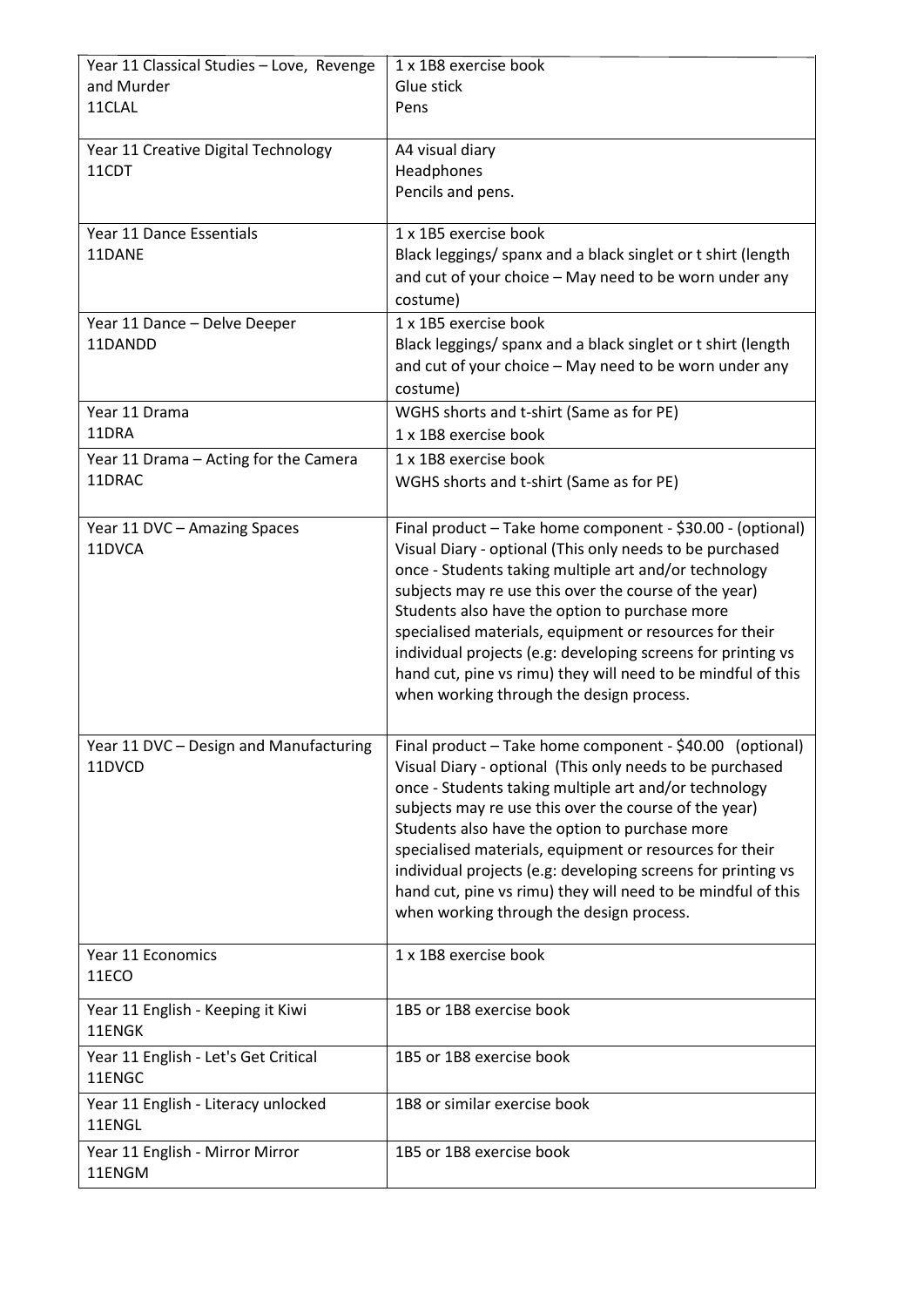| Year 11 Classical Studies – Love, Revenge and Murder<br>11CLAL | 1 x 1B8 exercise book<br>Glue stick<br>Pens |
|---|---|
| Year 11 Creative Digital Technology<br>11CDT | A4 visual diary<br>Headphones<br>Pencils and pens. |
| Year 11 Dance Essentials<br>11DANE | 1 x 1B5 exercise book<br>Black leggings/ spanx and a black singlet or t shirt (length and cut of your choice – May need to be worn under any costume) |
| Year 11 Dance – Delve Deeper<br>11DANDD | 1 x 1B5 exercise book<br>Black leggings/ spanx and a black singlet or t shirt (length and cut of your choice – May need to be worn under any costume) |
| Year 11 Drama<br>11DRA | WGHS shorts and t-shirt (Same as for PE)<br>1 x 1B8 exercise book |
| Year 11 Drama – Acting for the Camera<br>11DRAC | 1 x 1B8 exercise book<br>WGHS shorts and t-shirt (Same as for PE) |
| Year 11 DVC – Amazing Spaces<br>11DVCA | Final product – Take home component - $30.00 - (optional)<br>Visual Diary - optional (This only needs to be purchased once - Students taking multiple art and/or technology subjects may re use this over the course of the year)<br>Students also have the option to purchase more specialised materials, equipment or resources for their individual projects (e.g: developing screens for printing vs hand cut, pine vs rimu) they will need to be mindful of this when working through the design process. |
| Year 11 DVC – Design and Manufacturing<br>11DVCD | Final product – Take home component - $40.00 (optional)<br>Visual Diary - optional (This only needs to be purchased once - Students taking multiple art and/or technology subjects may re use this over the course of the year)<br>Students also have the option to purchase more specialised materials, equipment or resources for their individual projects (e.g: developing screens for printing vs hand cut, pine vs rimu) they will need to be mindful of this when working through the design process. |
| Year 11 Economics<br>11ECO | 1 x 1B8 exercise book |
| Year 11 English - Keeping it Kiwi<br>11ENGK | 1B5 or 1B8 exercise book |
| Year 11 English - Let's Get Critical<br>11ENGC | 1B5 or 1B8 exercise book |
| Year 11 English - Literacy unlocked<br>11ENGL | 1B8 or similar exercise book |
| Year 11 English - Mirror Mirror<br>11ENGM | 1B5 or 1B8 exercise book |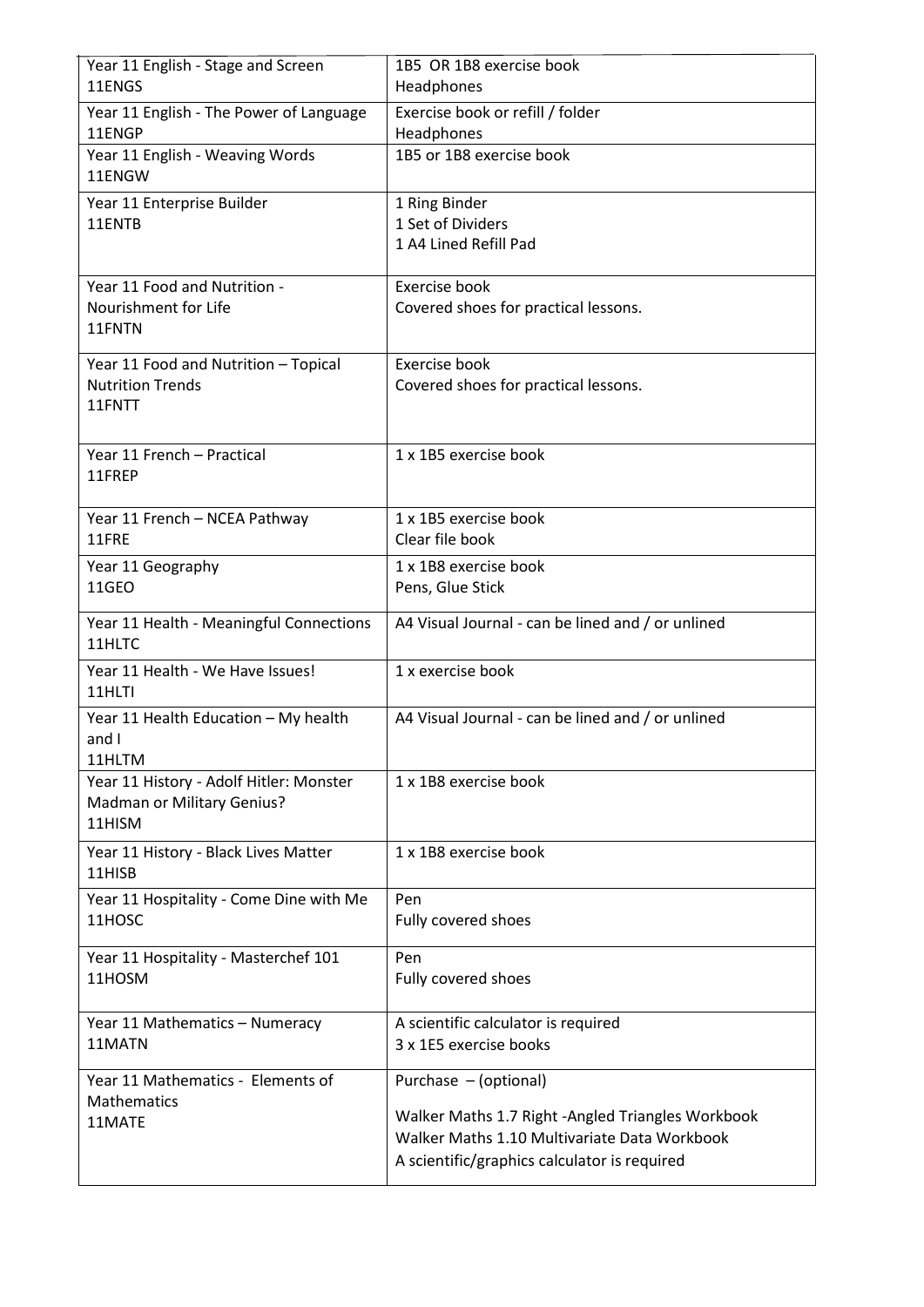| | |
|---|---|
| Year 11 English - Stage and Screen<br>11ENGS | 1B5 OR 1B8 exercise book<br>Headphones |
| Year 11 English - The Power of Language<br>11ENGP | Exercise book or refill / folder<br>Headphones |
| Year 11 English - Weaving Words<br>11ENGW | 1B5 or 1B8 exercise book |
| Year 11 Enterprise Builder<br>11ENTB | 1 Ring Binder<br>1 Set of Dividers<br>1 A4 Lined Refill Pad |
| Year 11 Food and Nutrition - Nourishment for Life<br>11FNTN | Exercise book<br>Covered shoes for practical lessons. |
| Year 11 Food and Nutrition – Topical Nutrition Trends<br>11FNTT | Exercise book<br>Covered shoes for practical lessons. |
| Year 11 French – Practical<br>11FREP | 1 x 1B5 exercise book |
| Year 11 French – NCEA Pathway<br>11FRE | 1 x 1B5 exercise book<br>Clear file book |
| Year 11 Geography<br>11GEO | 1 x 1B8 exercise book<br>Pens, Glue Stick |
| Year 11 Health - Meaningful Connections<br>11HLTC | A4 Visual Journal - can be lined and / or unlined |
| Year 11 Health - We Have Issues!<br>11HLTI | 1 x exercise book |
| Year 11 Health Education – My health and I<br>11HLTM | A4 Visual Journal - can be lined and / or unlined |
| Year 11 History - Adolf Hitler: Monster Madman or Military Genius?<br>11HISM | 1 x 1B8 exercise book |
| Year 11 History - Black Lives Matter<br>11HISB | 1 x 1B8 exercise book |
| Year 11 Hospitality - Come Dine with Me<br>11HOSC | Pen<br>Fully covered shoes |
| Year 11 Hospitality - Masterchef 101<br>11HOSM | Pen<br>Fully covered shoes |
| Year 11 Mathematics – Numeracy<br>11MATN | A scientific calculator is required<br>3 x 1E5 exercise books |
| Year 11 Mathematics - Elements of Mathematics<br>11MATE | Purchase – (optional)<br>Walker Maths 1.7 Right -Angled Triangles Workbook<br>Walker Maths 1.10 Multivariate Data Workbook<br>A scientific/graphics calculator is required |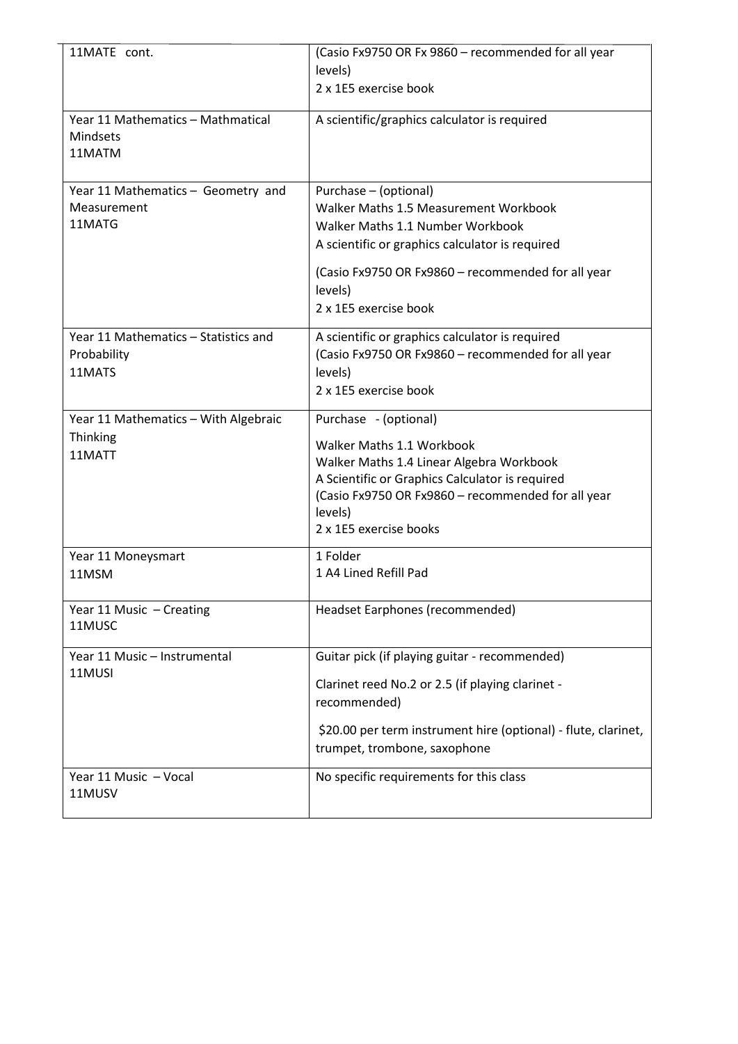| | |
|---|---|
| 11MATE cont. | (Casio Fx9750 OR Fx 9860 – recommended for all year levels)<br>2 x 1E5 exercise book |
| Year 11 Mathematics – Mathmatical Mindsets<br>11MATM | A scientific/graphics calculator is required |
| Year 11 Mathematics – Geometry and Measurement<br>11MATG | Purchase – (optional)<br>Walker Maths 1.5 Measurement Workbook<br>Walker Maths 1.1 Number Workbook<br>A scientific or graphics calculator is required<br>(Casio Fx9750 OR Fx9860 – recommended for all year levels)<br>2 x 1E5 exercise book |
| Year 11 Mathematics – Statistics and Probability<br>11MATS | A scientific or graphics calculator is required<br>(Casio Fx9750 OR Fx9860 – recommended for all year levels)<br>2 x 1E5 exercise book |
| Year 11 Mathematics – With Algebraic Thinking<br>11MATT | Purchase - (optional)<br>Walker Maths 1.1 Workbook<br>Walker Maths 1.4 Linear Algebra Workbook<br>A Scientific or Graphics Calculator is required<br>(Casio Fx9750 OR Fx9860 – recommended for all year levels)<br>2 x 1E5 exercise books |
| Year 11 Moneysmart<br>11MSM | 1 Folder<br>1 A4 Lined Refill Pad |
| Year 11 Music – Creating<br>11MUSC | Headset Earphones (recommended) |
| Year 11 Music – Instrumental<br>11MUSI | Guitar pick (if playing guitar - recommended)<br>Clarinet reed No.2 or 2.5 (if playing clarinet - recommended)<br>$20.00 per term instrument hire (optional) - flute, clarinet, trumpet, trombone, saxophone |
| Year 11 Music – Vocal<br>11MUSV | No specific requirements for this class |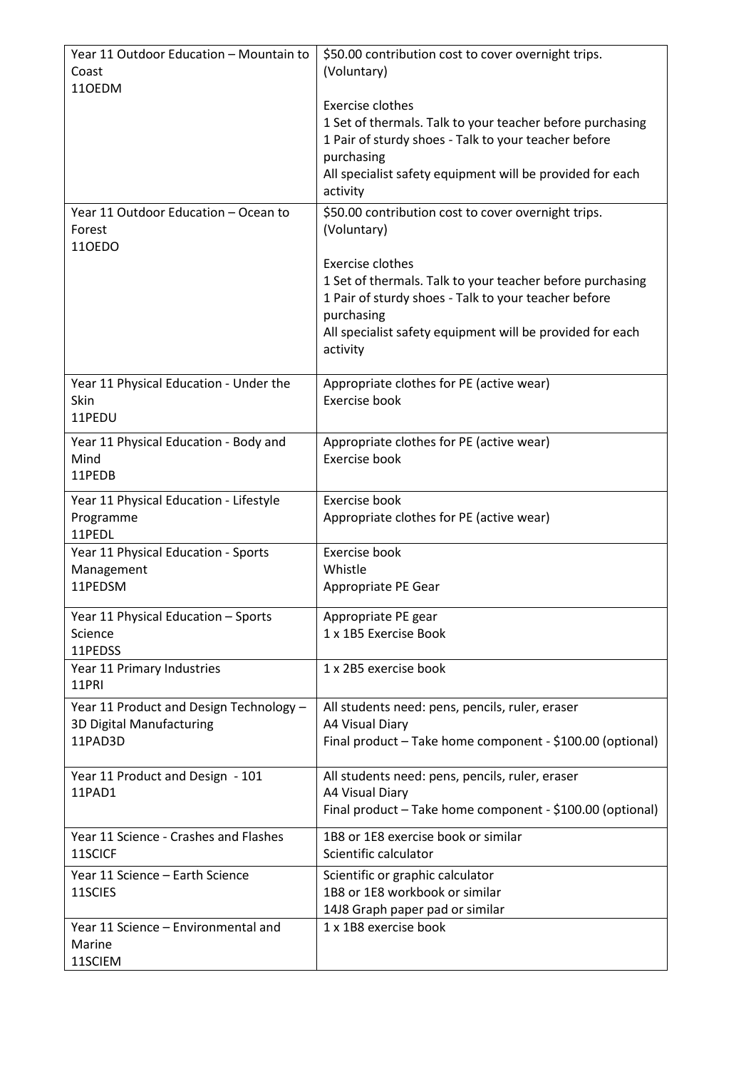| | |
|---|---|
| Year 11 Outdoor Education – Mountain to Coast<br>11OEDM | $50.00 contribution cost to cover overnight trips. (Voluntary)<br><br>Exercise clothes<br>1 Set of thermals. Talk to your teacher before purchasing<br>1 Pair of sturdy shoes - Talk to your teacher before purchasing<br>All specialist safety equipment will be provided for each activity |
| Year 11 Outdoor Education – Ocean to Forest<br>11OEDO | $50.00 contribution cost to cover overnight trips. (Voluntary)<br><br>Exercise clothes<br>1 Set of thermals. Talk to your teacher before purchasing<br>1 Pair of sturdy shoes - Talk to your teacher before purchasing<br>All specialist safety equipment will be provided for each activity |
| Year 11 Physical Education - Under the Skin<br>11PEDU | Appropriate clothes for PE (active wear)<br>Exercise book |
| Year 11 Physical Education - Body and Mind<br>11PEDB | Appropriate clothes for PE (active wear)<br>Exercise book |
| Year 11 Physical Education - Lifestyle Programme<br>11PEDL | Exercise book<br>Appropriate clothes for PE (active wear) |
| Year 11 Physical Education - Sports Management<br>11PEDSM | Exercise book<br>Whistle<br>Appropriate PE Gear |
| Year 11 Physical Education – Sports Science<br>11PEDSS | Appropriate PE gear<br>1 x 1B5 Exercise Book |
| Year 11 Primary Industries<br>11PRI | 1 x 2B5 exercise book |
| Year 11 Product and Design Technology – 3D Digital Manufacturing<br>11PAD3D | All students need: pens, pencils, ruler, eraser<br>A4 Visual Diary<br>Final product – Take home component - $100.00 (optional) |
| Year 11 Product and Design - 101<br>11PAD1 | All students need: pens, pencils, ruler, eraser<br>A4 Visual Diary<br>Final product – Take home component - $100.00 (optional) |
| Year 11 Science - Crashes and Flashes<br>11SCICF | 1B8 or 1E8 exercise book or similar<br>Scientific calculator |
| Year 11 Science – Earth Science<br>11SCIES | Scientific or graphic calculator<br>1B8 or 1E8 workbook or similar<br>14J8 Graph paper pad or similar |
| Year 11 Science – Environmental and Marine<br>11SCIEM | 1 x 1B8 exercise book |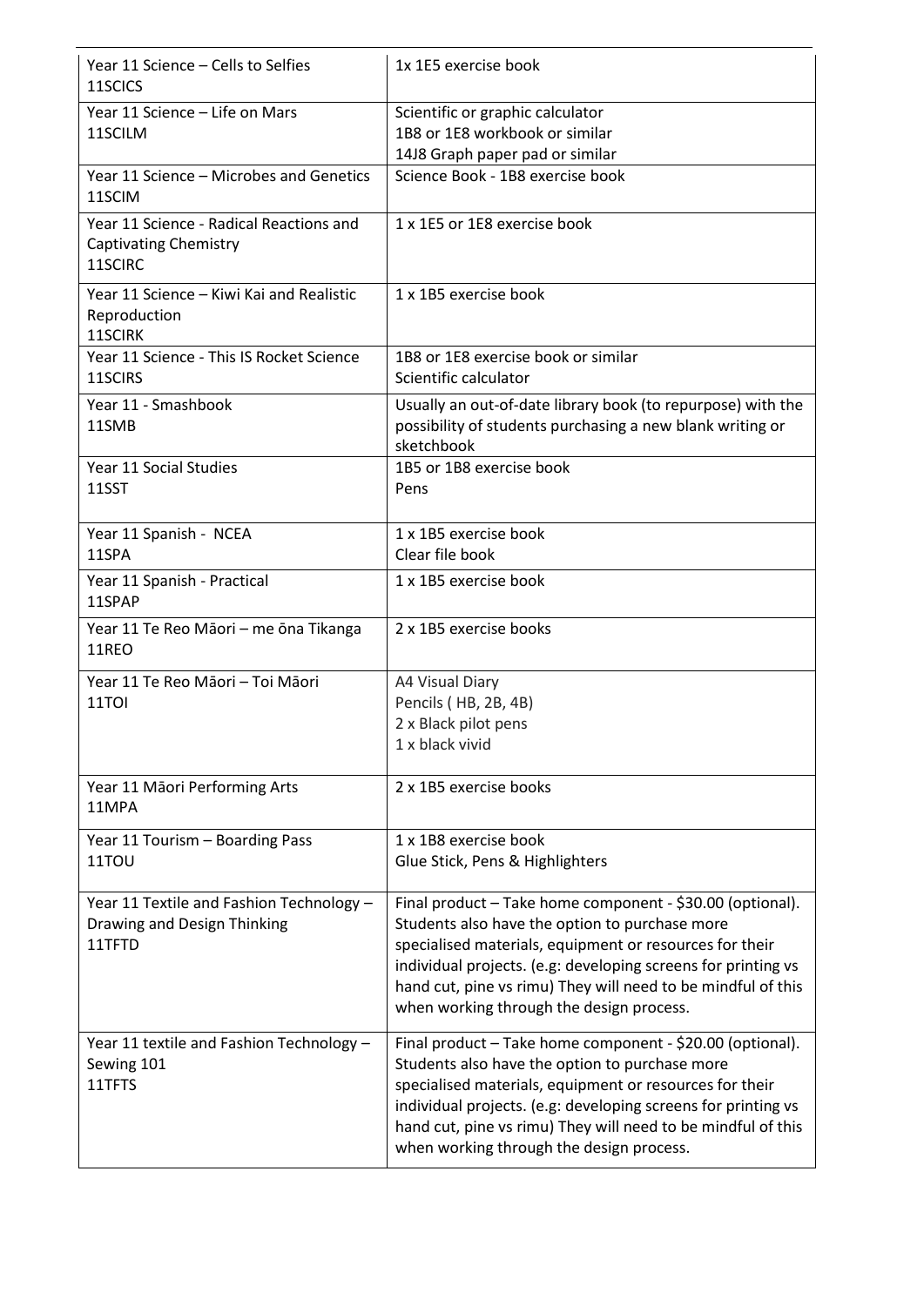| Year 11 Science – Cells to Selfies<br>11SCICS | 1x 1E5 exercise book |
|---|---|
| Year 11 Science – Life on Mars<br>11SCILM | Scientific or graphic calculator<br>1B8 or 1E8 workbook or similar<br>14J8 Graph paper pad or similar |
| Year 11 Science – Microbes and Genetics<br>11SCIM | Science Book - 1B8 exercise book |
| Year 11 Science - Radical Reactions and Captivating Chemistry<br>11SCIRC | 1 x 1E5 or 1E8 exercise book |
| Year 11 Science – Kiwi Kai and Realistic Reproduction<br>11SCIRK | 1 x 1B5 exercise book |
| Year 11 Science - This IS Rocket Science<br>11SCIRS | 1B8 or 1E8 exercise book or similar<br>Scientific calculator |
| Year 11 - Smashbook<br>11SMB | Usually an out-of-date library book (to repurpose) with the possibility of students purchasing a new blank writing or sketchbook |
| Year 11 Social Studies<br>11SST | 1B5 or 1B8 exercise book<br>Pens |
| Year 11 Spanish - NCEA<br>11SPA | 1 x 1B5 exercise book<br>Clear file book |
| Year 11 Spanish - Practical<br>11SPAP | 1 x 1B5 exercise book |
| Year 11 Te Reo Māori – me ōna Tikanga<br>11REO | 2 x 1B5 exercise books |
| Year 11 Te Reo Māori – Toi Māori<br>11TOI | A4 Visual Diary<br>Pencils ( HB, 2B, 4B)<br>2 x Black pilot pens<br>1 x black vivid |
| Year 11 Māori Performing Arts<br>11MPA | 2 x 1B5 exercise books |
| Year 11 Tourism – Boarding Pass<br>11TOU | 1 x 1B8 exercise book<br>Glue Stick, Pens & Highlighters |
| Year 11 Textile and Fashion Technology – Drawing and Design Thinking<br>11TFTD | Final product – Take home component - $30.00 (optional). Students also have the option to purchase more specialised materials, equipment or resources for their individual projects. (e.g: developing screens for printing vs hand cut, pine vs rimu) They will need to be mindful of this when working through the design process. |
| Year 11 textile and Fashion Technology – Sewing 101<br>11TFTS | Final product – Take home component - $20.00 (optional). Students also have the option to purchase more specialised materials, equipment or resources for their individual projects. (e.g: developing screens for printing vs hand cut, pine vs rimu) They will need to be mindful of this when working through the design process. |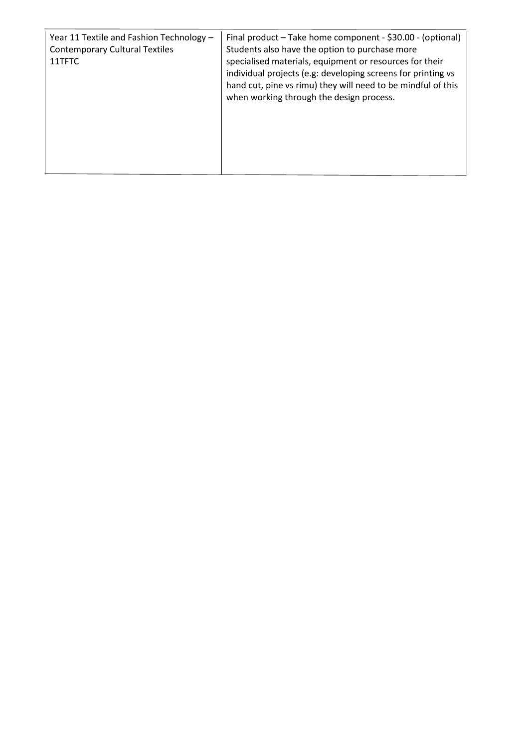| | |
|---|---|
| Year 11 Textile and Fashion Technology – Contemporary Cultural Textiles<br>11TFTC | Final product – Take home component - $30.00 - (optional)<br>Students also have the option to purchase more specialised materials, equipment or resources for their individual projects (e.g: developing screens for printing vs hand cut, pine vs rimu) they will need to be mindful of this when working through the design process. |